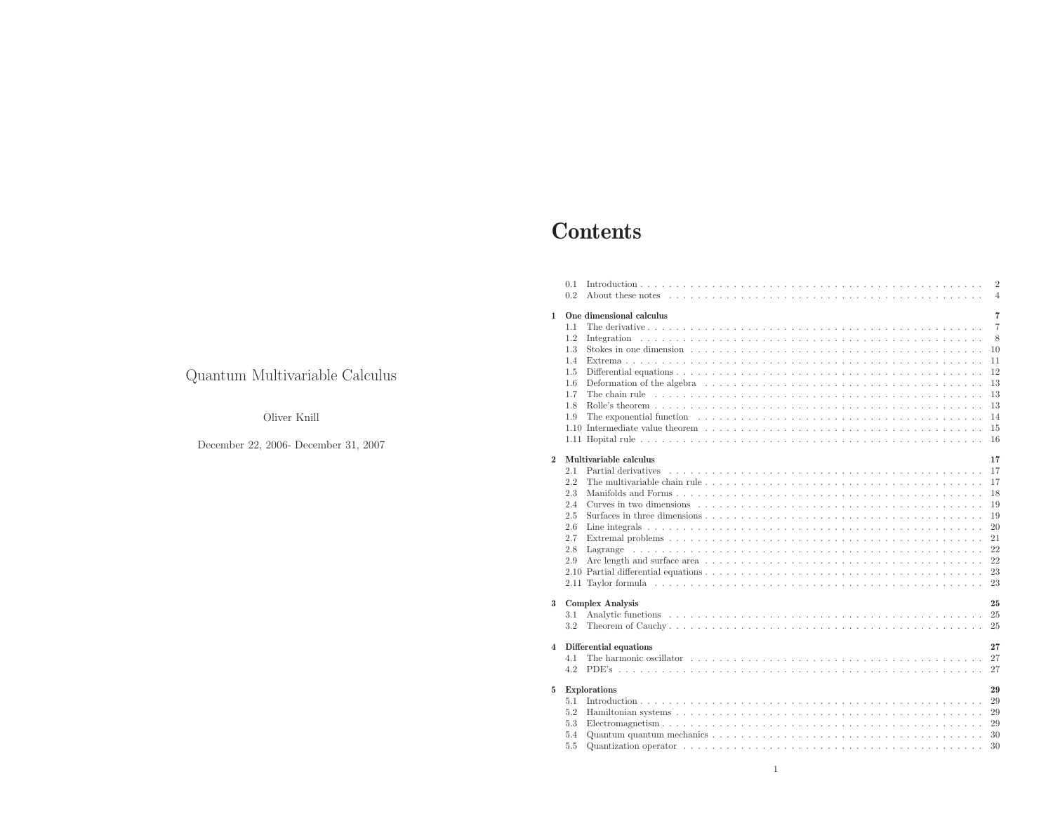Quantum Multivariable Calculus

Oliver Knill

December 22, 2006- December 31, 2007

# Contents

- 0.1 Introduction . . . 2
- 0.2 About these notes . . . 4

**1 One dimensional calculus** **7**

- 1.1 The derivative . . . 7
- 1.2 Integration . . . 8
- 1.3 Stokes in one dimension . . . 10
- 1.4 Extrema . . . 11
- 1.5 Differential equations . . . 12
- 1.6 Deformation of the algebra . . . 13
- 1.7 The chain rule . . . 13
- 1.8 Rolle's theorem . . . 13
- 1.9 The exponential function . . . 14
- 1.10 Intermediate value theorem . . . 15
- 1.11 Hopital rule . . . 16

**2 Multivariable calculus** **17**

- 2.1 Partial derivatives . . . 17
- 2.2 The multivariable chain rule . . . 17
- 2.3 Manifolds and Forms . . . 18
- 2.4 Curves in two dimensions . . . 19
- 2.5 Surfaces in three dimensions . . . 19
- 2.6 Line integrals . . . 20
- 2.7 Extremal problems . . . 21
- 2.8 Lagrange . . . 22
- 2.9 Arc length and surface area . . . 22
- 2.10 Partial differential equations . . . 23
- 2.11 Taylor formula . . . 23

**3 Complex Analysis** **25**

- 3.1 Analytic functions . . . 25
- 3.2 Theorem of Cauchy . . . 25

**4 Differential equations** **27**

- 4.1 The harmonic oscillator . . . 27
- 4.2 PDE's . . . 27

**5 Explorations** **29**

- 5.1 Introduction . . . 29
- 5.2 Hamiltonian systems . . . 29
- 5.3 Electromagnetism . . . 29
- 5.4 Quantum quantum mechanics . . . 30
- 5.5 Quantization operator . . . 30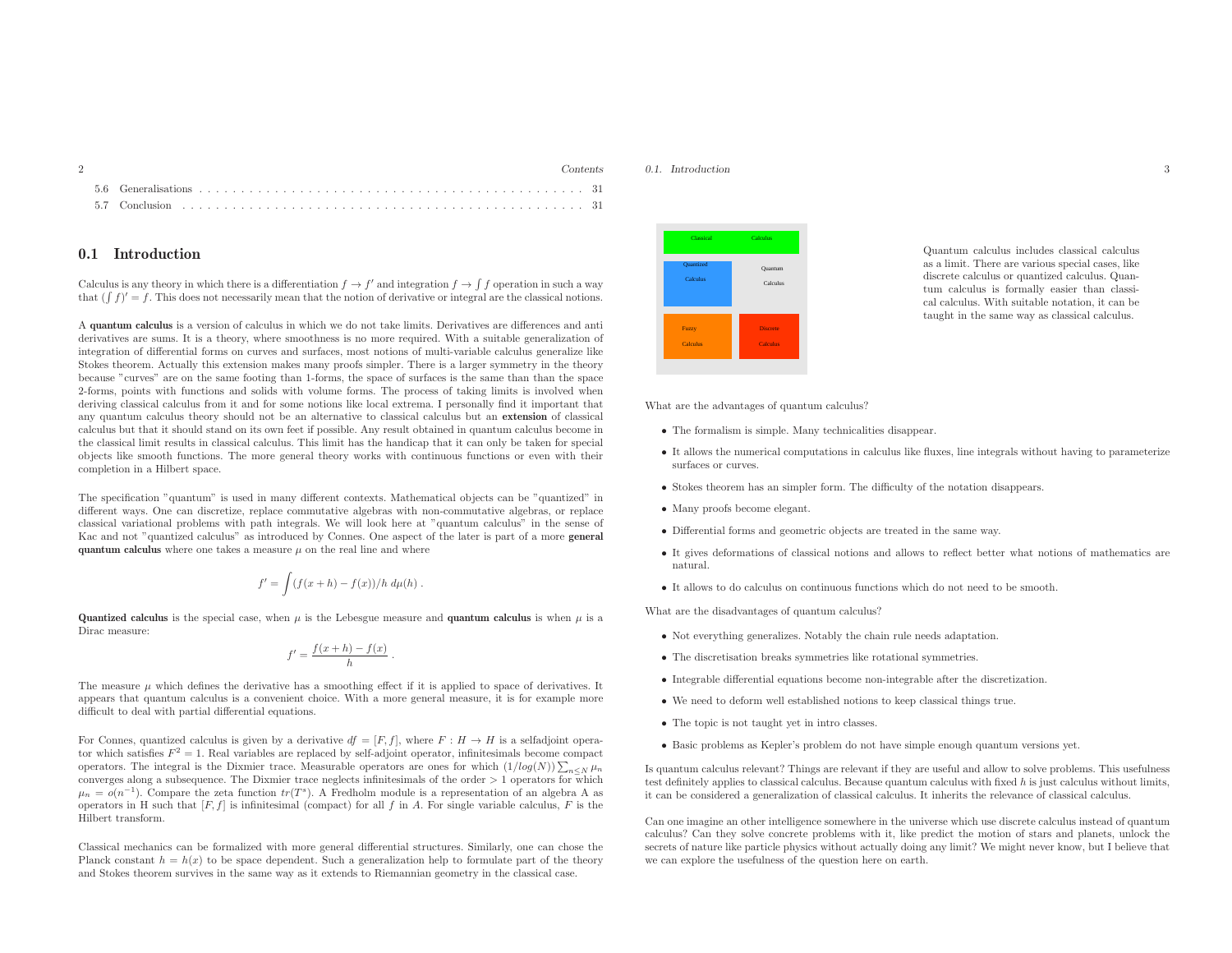| | | |
|---|---|---|
| 5.6 | Generalisations | 31 |
| 5.7 | Conclusion | 31 |

## 0.1 Introduction

Calculus is any theory in which there is a differentiation $f \to f'$ and integration $f \to \int f$ operation in such a way that $(\int f)' = f$. This does not necessarily mean that the notion of derivative or integral are the classical notions.

A **quantum calculus** is a version of calculus in which we do not take limits. Derivatives are differences and anti derivatives are sums. It is a theory, where smoothness is no more required. With a suitable generalization of integration of differential forms on curves and surfaces, most notions of multi-variable calculus generalize like Stokes theorem. Actually this extension makes many proofs simpler. There is a larger symmetry in the theory because "curves" are on the same footing than 1-forms, the space of surfaces is the same than than the space 2-forms, points with functions and solids with volume forms. The process of taking limits is involved when deriving classical calculus from it and for some notions like local extrema. I personally find it important that any quantum calculus theory should not be an alternative to classical calculus but an **extension** of classical calculus but that it should stand on its own feet if possible. Any result obtained in quantum calculus become in the classical limit results in classical calculus. This limit has the handicap that it can only be taken for special objects like smooth functions. The more general theory works with continuous functions or even with their completion in a Hilbert space.

The specification "quantum" is used in many different contexts. Mathematical objects can be "quantized" in different ways. One can discretize, replace commutative algebras with non-commutative algebras, or replace classical variational problems with path integrals. We will look here at "quantum calculus" in the sense of Kac and not "quantized calculus" as introduced by Connes. One aspect of the later is part of a more **general quantum calculus** where one takes a measure $\mu$ on the real line and where

$$f' = \int (f(x+h) - f(x))/h \; d\mu(h) \; .$$

**Quantized calculus** is the special case, when $\mu$ is the Lebesgue measure and **quantum calculus** is when $\mu$ is a Dirac measure:

$$f' = \frac{f(x+h) - f(x)}{h} \; .$$

The measure $\mu$ which defines the derivative has a smoothing effect if it is applied to space of derivatives. It appears that quantum calculus is a convenient choice. With a more general measure, it is for example more difficult to deal with partial differential equations.

For Connes, quantized calculus is given by a derivative $df = [F, f]$, where $F : H \to H$ is a selfadjoint operator which satisfies $F^2 = 1$. Real variables are replaced by self-adjoint operator, infinitesimals become compact operators. The integral is the Dixmier trace. Measurable operators are ones for which $(1/log(N)) \sum_{n \leq N} \mu_n$ converges along a subsequence. The Dixmier trace neglects infinitesimals of the order $> 1$ operators for which $\mu_n = o(n^{-1})$. Compare the zeta function $tr(T^s)$. A Fredholm module is a representation of an algebra A as operators in H such that $[F, f]$ is infinitesimal (compact) for all $f$ in $A$. For single variable calculus, $F$ is the Hilbert transform.

Classical mechanics can be formalized with more general differential structures. Similarly, one can chose the Planck constant $h = h(x)$ to be space dependent. Such a generalization help to formulate part of the theory and Stokes theorem survives in the same way as it extends to Riemannian geometry in the classical case.

| Classical Calculus | |
|---|---|
| Quantized Calculus | Quantum Calculus |
| Fuzzy Calculus | Discrete Calculus |

Quantum calculus includes classical calculus as a limit. There are various special cases, like discrete calculus or quantized calculus. Quantum calculus is formally easier than classical calculus. With suitable notation, it can be taught in the same way as classical calculus.

What are the advantages of quantum calculus?

- The formalism is simple. Many technicalities disappear.
- It allows the numerical computations in calculus like fluxes, line integrals without having to parameterize surfaces or curves.
- Stokes theorem has an simpler form. The difficulty of the notation disappears.
- Many proofs become elegant.
- Differential forms and geometric objects are treated in the same way.
- It gives deformations of classical notions and allows to reflect better what notions of mathematics are natural.
- It allows to do calculus on continuous functions which do not need to be smooth.

What are the disadvantages of quantum calculus?

- Not everything generalizes. Notably the chain rule needs adaptation.
- The discretisation breaks symmetries like rotational symmetries.
- Integrable differential equations become non-integrable after the discretization.
- We need to deform well established notions to keep classical things true.
- The topic is not taught yet in intro classes.
- Basic problems as Kepler's problem do not have simple enough quantum versions yet.

Is quantum calculus relevant? Things are relevant if they are useful and allow to solve problems. This usefulness test definitely applies to classical calculus. Because quantum calculus with fixed $h$ is just calculus without limits, it can be considered a generalization of classical calculus. It inherits the relevance of classical calculus.

Can one imagine an other intelligence somewhere in the universe which use discrete calculus instead of quantum calculus? Can they solve concrete problems with it, like predict the motion of stars and planets, unlock the secrets of nature like particle physics without actually doing any limit? We might never know, but I believe that we can explore the usefulness of the question here on earth.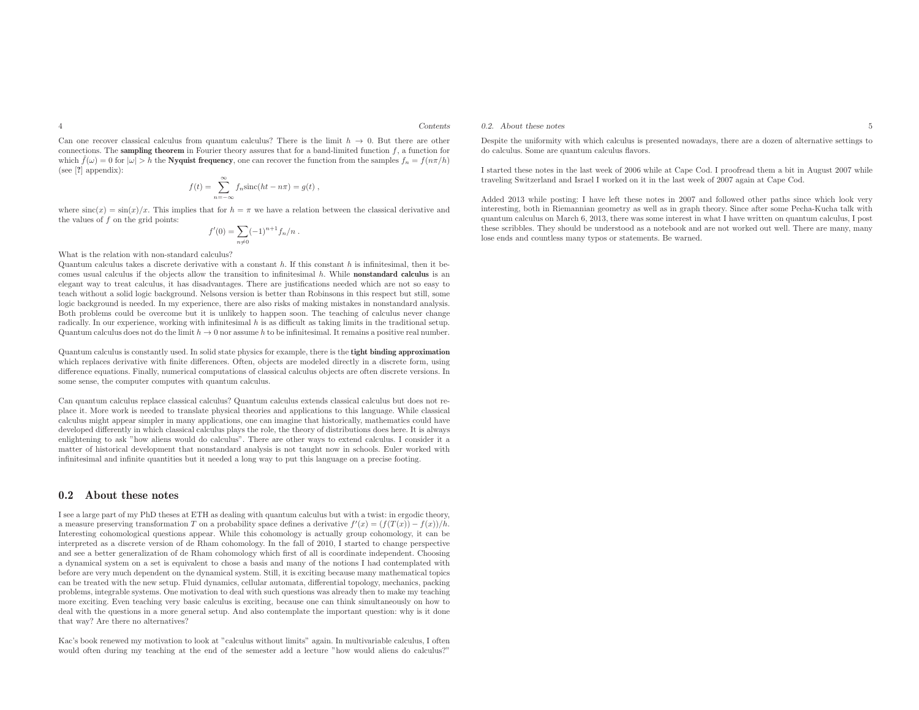Can one recover classical calculus from quantum calculus? There is the limit $h \to 0$. But there are other connections. The **sampling theorem** in Fourier theory assures that for a band-limited function $f$, a function for which $\hat{f}(\omega) = 0$ for $|\omega| > h$ the **Nyquist frequency**, one can recover the function from the samples $f_n = f(n\pi/h)$ (see [?] appendix):

$$f(t) = \sum_{n=-\infty}^{\infty} f_n \text{sinc}(ht - n\pi) = g(t) ,$$

where $\text{sinc}(x) = \sin(x)/x$. This implies that for $h = \pi$ we have a relation between the classical derivative and the values of $f$ on the grid points:

$$f'(0) = \sum_{n \neq 0} (-1)^{n+1} f_n/n .$$

What is the relation with non-standard calculus?
Quantum calculus takes a discrete derivative with a constant $h$. If this constant $h$ is infinitesimal, then it becomes usual calculus if the objects allow the transition to infinitesimal $h$. While **nonstandard calculus** is an elegant way to treat calculus, it has disadvantages. There are justifications needed which are not so easy to teach without a solid logic background. Nelsons version is better than Robinsons in this respect but still, some logic background is needed. In my experience, there are also risks of making mistakes in nonstandard analysis. Both problems could be overcome but it is unlikely to happen soon. The teaching of calculus never change radically. In our experience, working with infinitesimal $h$ is as difficult as taking limits in the traditional setup. Quantum calculus does not do the limit $h \to 0$ nor assume $h$ to be infinitesimal. It remains a positive real number.

Quantum calculus is constantly used. In solid state physics for example, there is the **tight binding approximation** which replaces derivative with finite differences. Often, objects are modeled directly in a discrete form, using difference equations. Finally, numerical computations of classical calculus objects are often discrete versions. In some sense, the computer computes with quantum calculus.

Can quantum calculus replace classical calculus? Quantum calculus extends classical calculus but does not replace it. More work is needed to translate physical theories and applications to this language. While classical calculus might appear simpler in many applications, one can imagine that historically, mathematics could have developed differently in which classical calculus plays the role, the theory of distributions does here. It is always enlightening to ask "how aliens would do calculus". There are other ways to extend calculus. I consider it a matter of historical development that nonstandard analysis is not taught now in schools. Euler worked with infinitesimal and infinite quantities but it needed a long way to put this language on a precise footing.

## 0.2 About these notes

I see a large part of my PhD theses at ETH as dealing with quantum calculus but with a twist: in ergodic theory, a measure preserving transformation $T$ on a probability space defines a derivative $f'(x) = (f(T(x)) - f(x))/h$. Interesting cohomological questions appear. While this cohomology is actually group cohomology, it can be interpreted as a discrete version of de Rham cohomology. In the fall of 2010, I started to change perspective and see a better generalization of de Rham cohomology which first of all is coordinate independent. Choosing a dynamical system on a set is equivalent to chose a basis and many of the notions I had contemplated with before are very much dependent on the dynamical system. Still, it is exciting because many mathematical topics can be treated with the new setup. Fluid dynamics, cellular automata, differential topology, mechanics, packing problems, integrable systems. One motivation to deal with such questions was already then to make my teaching more exciting. Even teaching very basic calculus is exciting, because one can think simultaneously on how to deal with the questions in a more general setup. And also contemplate the important question: why is it done that way? Are there no alternatives?

Kac's book renewed my motivation to look at "calculus without limits" again. In multivariable calculus, I often would often during my teaching at the end of the semester add a lecture "how would aliens do calculus?" Despite the uniformity with which calculus is presented nowadays, there are a dozen of alternative settings to do calculus. Some are quantum calculus flavors.

I started these notes in the last week of 2006 while at Cape Cod. I proofread them a bit in August 2007 while traveling Switzerland and Israel I worked on it in the last week of 2007 again at Cape Cod.

Added 2013 while posting: I have left these notes in 2007 and followed other paths since which look very interesting, both in Riemannian geometry as well as in graph theory. Since after some Pecha-Kucha talk with quantum calculus on March 6, 2013, there was some interest in what I have written on quantum calculus, I post these scribbles. They should be understood as a notebook and are not worked out well. There are many, many lose ends and countless many typos or statements. Be warned.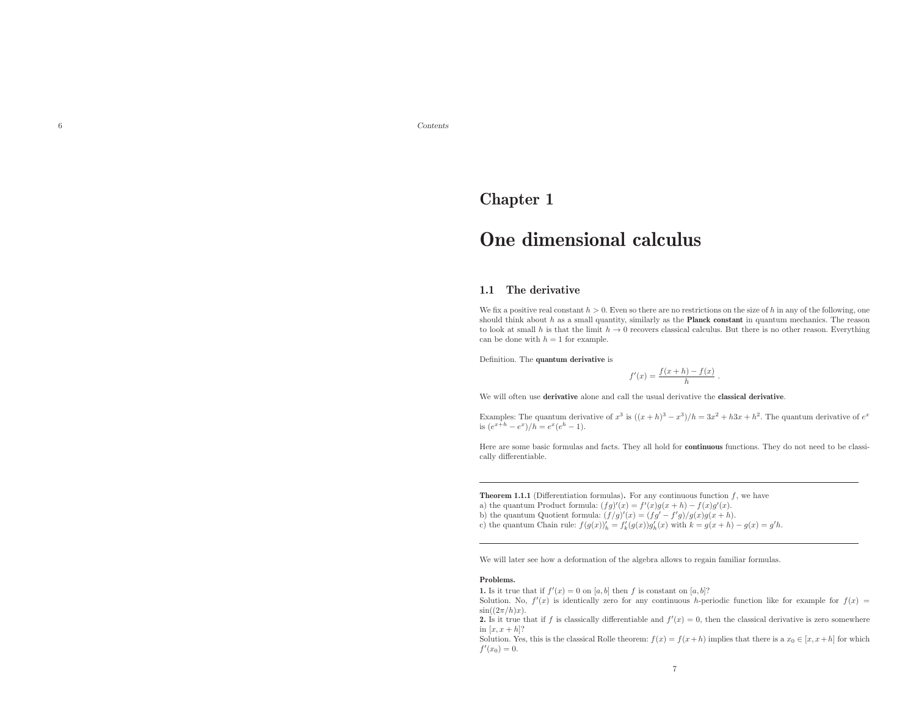# Chapter 1

# One dimensional calculus

## 1.1 The derivative

We fix a positive real constant $h > 0$. Even so there are no restrictions on the size of $h$ in any of the following, one should think about $h$ as a small quantity, similarly as the **Planck constant** in quantum mechanics. The reason to look at small $h$ is that the limit $h \to 0$ recovers classical calculus. But there is no other reason. Everything can be done with $h = 1$ for example.

Definition. The **quantum derivative** is

$$f'(x) = \frac{f(x+h) - f(x)}{h} .$$

We will often use **derivative** alone and call the usual derivative the **classical derivative**.

Examples: The quantum derivative of $x^3$ is $((x+h)^3 - x^3)/h = 3x^2 + h3x + h^2$. The quantum derivative of $e^x$ is $(e^{x+h} - e^x)/h = e^x(e^h - 1)$.

Here are some basic formulas and facts. They all hold for **continuous** functions. They do not need to be classically differentiable.

---

**Theorem 1.1.1** (Differentiation formulas)**.** For any continuous function $f$, we have
a) the quantum Product formula: $(fg)'(x) = f'(x)g(x+h) - f(x)g'(x)$.
b) the quantum Quotient formula: $(f/g)'(x) = (fg' - f'g)/g(x)g(x+h)$.
c) the quantum Chain rule: $f(g(x))'_h = f'_k(g(x))g'_h(x)$ with $k = g(x+h) - g(x) = g'h$.

---

We will later see how a deformation of the algebra allows to regain familiar formulas.

**Problems.**
**1.** Is it true that if $f'(x) = 0$ on $[a, b]$ then $f$ is constant on $[a, b]$?
Solution. No, $f'(x)$ is identically zero for any continuous $h$-periodic function like for example for $f(x) = \sin((2\pi/h)x)$.
**2.** Is it true that if $f$ is classically differentiable and $f'(x) = 0$, then the classical derivative is zero somewhere in $[x, x+h]$?
Solution. Yes, this is the classical Rolle theorem: $f(x) = f(x+h)$ implies that there is a $x_0 \in [x, x+h]$ for which $f'(x_0) = 0$.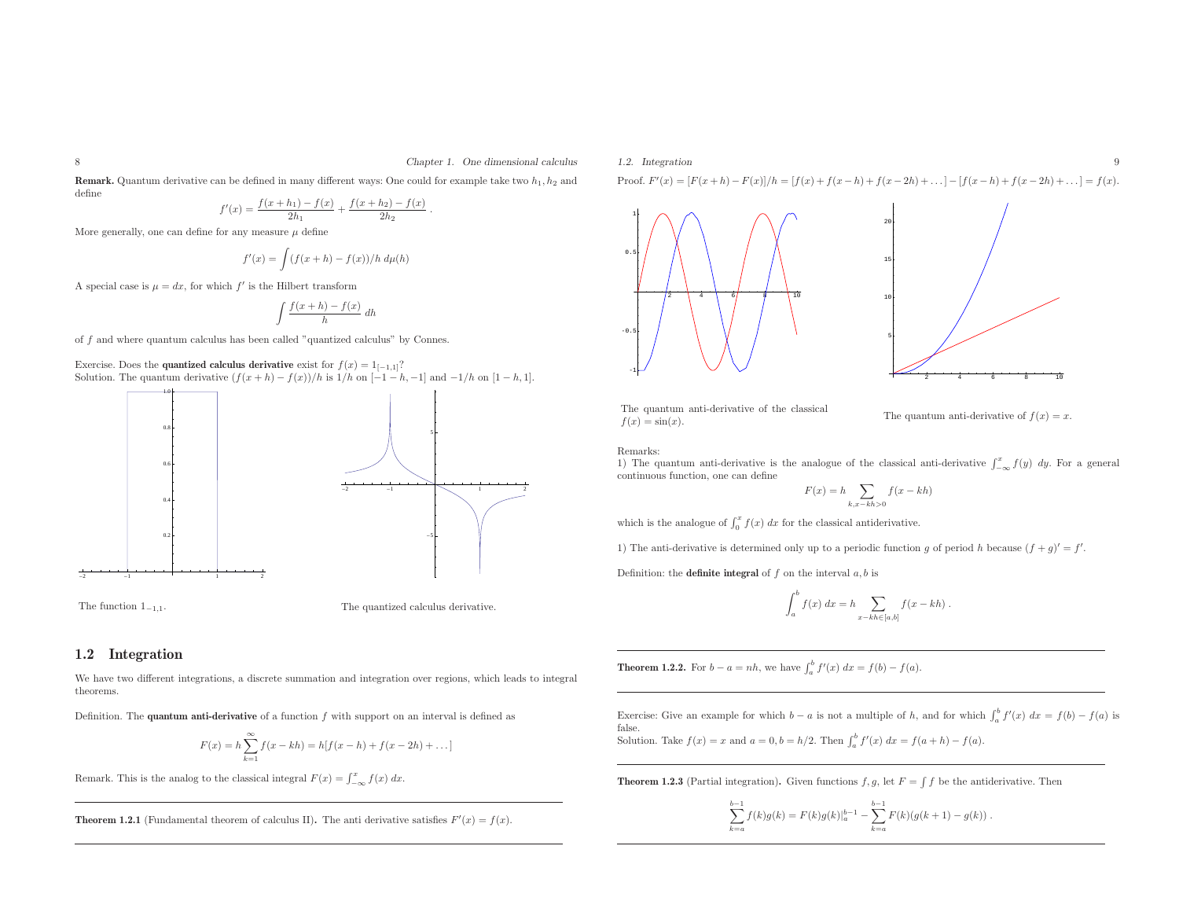**Remark.** Quantum derivative can be defined in many different ways: One could for example take two $h_1, h_2$ and define

$$f'(x) = \frac{f(x+h_1) - f(x)}{2h_1} + \frac{f(x+h_2) - f(x)}{2h_2} .$$

More generally, one can define for any measure $\mu$ define

$$f'(x) = \int (f(x+h) - f(x))/h \; d\mu(h)$$

A special case is $\mu = dx$, for which $f'$ is the Hilbert transform

$$\int \frac{f(x+h) - f(x)}{h} \; dh$$

of $f$ and where quantum calculus has been called "quantized calculus" by Connes.

Exercise. Does the **quantized calculus derivative** exist for $f(x) = 1_{[-1,1]}$?
Solution. The quantum derivative $(f(x+h) - f(x))/h$ is $1/h$ on $[-1-h, -1]$ and $-1/h$ on $[1-h, 1]$.

The function $1_{-1,1}$.

The quantized calculus derivative.

## 1.2 Integration

We have two different integrations, a discrete summation and integration over regions, which leads to integral theorems.

Definition. The **quantum anti-derivative** of a function $f$ with support on an interval is defined as

$$F(x) = h \sum_{k=1}^{\infty} f(x - kh) = h[f(x-h) + f(x-2h) + \dots]$$

Remark. This is the analog to the classical integral $F(x) = \int_{-\infty}^{x} f(x) \; dx$.

---

**Theorem 1.2.1** (Fundamental theorem of calculus II)**.** The anti derivative satisfies $F'(x) = f(x)$.

---

Proof. $F'(x) = [F(x+h) - F(x)]/h = [f(x) + f(x-h) + f(x-2h) + \dots] - [f(x-h) + f(x-2h) + \dots] = f(x)$.

The quantum anti-derivative of the classical $f(x) = \sin(x)$.

The quantum anti-derivative of $f(x) = x$.

Remarks:
1) The quantum anti-derivative is the analogue of the classical anti-derivative $\int_{-\infty}^{x} f(y) \; dy$. For a general continuous function, one can define

$$F(x) = h \sum_{k, x-kh>0} f(x - kh)$$

which is the analogue of $\int_0^x f(x) \; dx$ for the classical antiderivative.

1) The anti-derivative is determined only up to a periodic function $g$ of period $h$ because $(f+g)' = f'$.

Definition: the **definite integral** of $f$ on the interval $a, b$ is

$$\int_a^b f(x) \; dx = h \sum_{x-kh \in [a,b]} f(x - kh) .$$

---

**Theorem 1.2.2.** For $b - a = nh$, we have $\int_a^b f'(x) \; dx = f(b) - f(a)$.

---

Exercise: Give an example for which $b - a$ is not a multiple of $h$, and for which $\int_a^b f'(x) \; dx = f(b) - f(a)$ is false.
Solution. Take $f(x) = x$ and $a = 0, b = h/2$. Then $\int_a^b f'(x) \; dx = f(a+h) - f(a)$.

---

**Theorem 1.2.3** (Partial integration)**.** Given functions $f, g$, let $F = \int f$ be the antiderivative. Then

$$\sum_{k=a}^{b-1} f(k)g(k) = F(k)g(k)|_a^{b-1} - \sum_{k=a}^{b-1} F(k)(g(k+1) - g(k)) .$$

---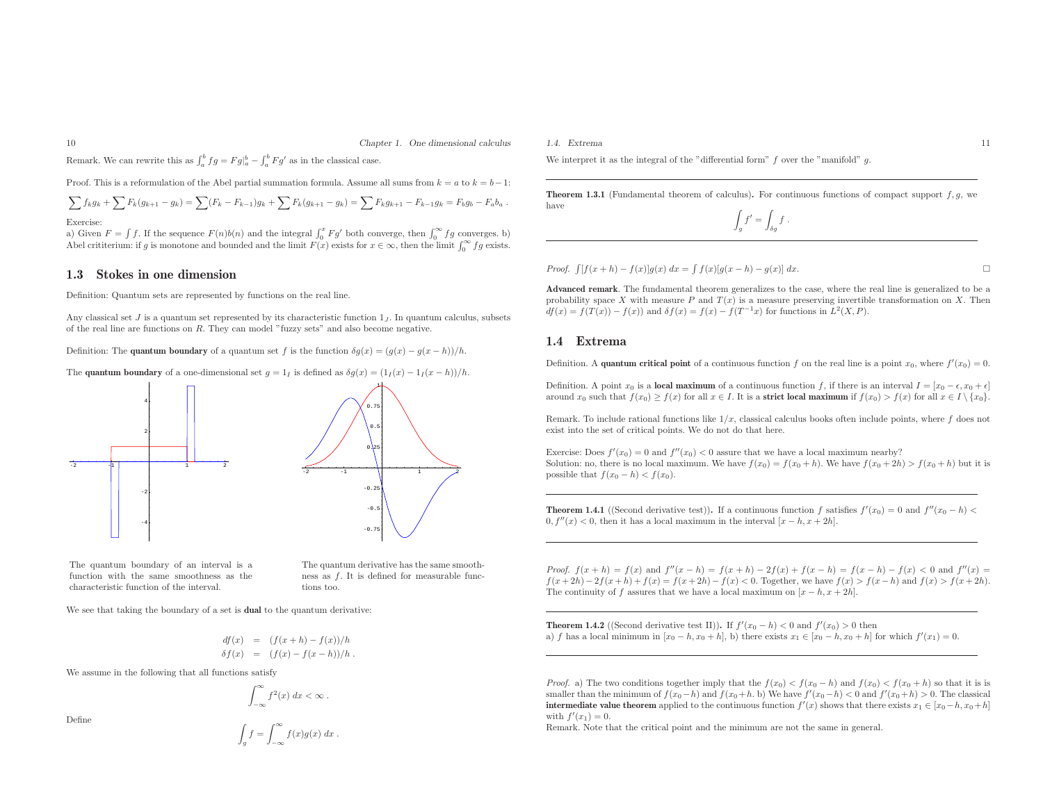Remark. We can rewrite this as $\int_a^b fg = Fg|_a^b - \int_a^b Fg'$ as in the classical case.

Proof. This is a reformulation of the Abel partial summation formula. Assume all sums from $k = a$ to $k = b-1$:

$$\sum f_k g_k + \sum F_k(g_{k+1} - g_k) = \sum (F_k - F_{k-1}) g_k + \sum F_k(g_{k+1} - g_k) = \sum F_k g_{k+1} - F_{k-1} g_k = F_b g_b - F_a b_a \,.$$

Exercise:
a) Given $F = \int f$. If the sequence $F(n)b(n)$ and the integral $\int_0^x Fg'$ both converge, then $\int_0^\infty fg$ converges. b) Abel crititerium: if $g$ is monotone and bounded and the limit $F(x)$ exists for $x \in \infty$, then the limit $\int_0^\infty fg$ exists.

## 1.3 Stokes in one dimension

Definition: Quantum sets are represented by functions on the real line.

Any classical set $J$ is a quantum set represented by its characteristic function $1_J$. In quantum calculus, subsets of the real line are functions on $R$. They can model "fuzzy sets" and also become negative.

Definition: The **quantum boundary** of a quantum set $f$ is the function $\delta g(x) = (g(x) - g(x-h))/h$.

The **quantum boundary** of a one-dimensional set $g = 1_I$ is defined as $\delta g(x) = (1_I(x) - 1_I(x-h))/h$.

The quantum boundary of an interval is a function with the same smoothness as the characteristic function of the interval.

The quantum derivative has the same smoothness as $f$. It is defined for measurable functions too.

We see that taking the boundary of a set is **dual** to the quantum derivative:

$$\begin{aligned} df(x) &= (f(x+h) - f(x))/h \\ \delta f(x) &= (f(x) - f(x-h))/h \,. \end{aligned}$$

We assume in the following that all functions satisfy

$$\int_{-\infty}^{\infty} f^2(x)\, dx < \infty \,.$$

Define

$$\int_g f = \int_{-\infty}^{\infty} f(x) g(x)\, dx \,.$$

We interpret it as the integral of the "differential form" $f$ over the "manifold" $g$.

---

**Theorem 1.3.1** (Fundamental theorem of calculus)**.** For continuous functions of compact support $f, g$, we have

$$\int_g f' = \int_{\delta g} f \,.$$

---

*Proof.* $\int [f(x+h) - f(x)] g(x)\, dx = \int f(x)[g(x-h) - g(x)]\, dx$. □

**Advanced remark**. The fundamental theorem generalizes to the case, where the real line is generalized to be a probability space $X$ with measure $P$ and $T(x)$ is a measure preserving invertible transformation on $X$. Then $df(x) = f(T(x)) - f(x))$ and $\delta f(x) = f(x) - f(T^{-1}x)$ for functions in $L^2(X, P)$.

## 1.4 Extrema

Definition. A **quantum critical point** of a continuous function $f$ on the real line is a point $x_0$, where $f'(x_0) = 0$.

Definition. A point $x_0$ is a **local maximum** of a continuous function $f$, if there is an interval $I = [x_0 - \epsilon, x_0 + \epsilon]$ around $x_0$ such that $f(x_0) \geq f(x)$ for all $x \in I$. It is a **strict local maximum** if $f(x_0) > f(x)$ for all $x \in I \setminus \{x_0\}$.

Remark. To include rational functions like $1/x$, classical calculus books often include points, where $f$ does not exist into the set of critical points. We do not do that here.

Exercise: Does $f'(x_0) = 0$ and $f''(x_0) < 0$ assure that we have a local maximum nearby?
Solution: no, there is no local maximum. We have $f(x_0) = f(x_0 + h)$. We have $f(x_0 + 2h) > f(x_0 + h)$ but it is possible that $f(x_0 - h) < f(x_0)$.

---

**Theorem 1.4.1** ((Second derivative test))**.** If a continuous function $f$ satisfies $f'(x_0) = 0$ and $f''(x_0 - h) < 0, f''(x) < 0$, then it has a local maximum in the interval $[x - h, x + 2h]$.

---

*Proof.* $f(x+h) = f(x)$ and $f''(x-h) = f(x+h) - 2f(x) + f(x-h) = f(x-h) - f(x) < 0$ and $f''(x) = f(x+2h) - 2f(x+h) + f(x) = f(x+2h) - f(x) < 0$. Together, we have $f(x) > f(x-h)$ and $f(x) > f(x+2h)$. The continuity of $f$ assures that we have a local maximum on $[x-h, x+2h]$.

---

**Theorem 1.4.2** ((Second derivative test II))**.** If $f'(x_0 - h) < 0$ and $f'(x_0) > 0$ then
a) $f$ has a local minimum in $[x_0 - h, x_0 + h]$, b) there exists $x_1 \in [x_0 - h, x_0 + h]$ for which $f'(x_1) = 0$.

---

*Proof.* a) The two conditions together imply that the $f(x_0) < f(x_0 - h)$ and $f(x_0) < f(x_0 + h)$ so that it is is smaller than the minimum of $f(x_0 - h)$ and $f(x_0 + h$. b) We have $f'(x_0 - h) < 0$ and $f'(x_0 + h) > 0$. The classical **intermediate value theorem** applied to the continuous function $f'(x)$ shows that there exists $x_1 \in [x_0 - h, x_0 + h]$ with $f'(x_1) = 0$.
Remark. Note that the critical point and the minimum are not the same in general.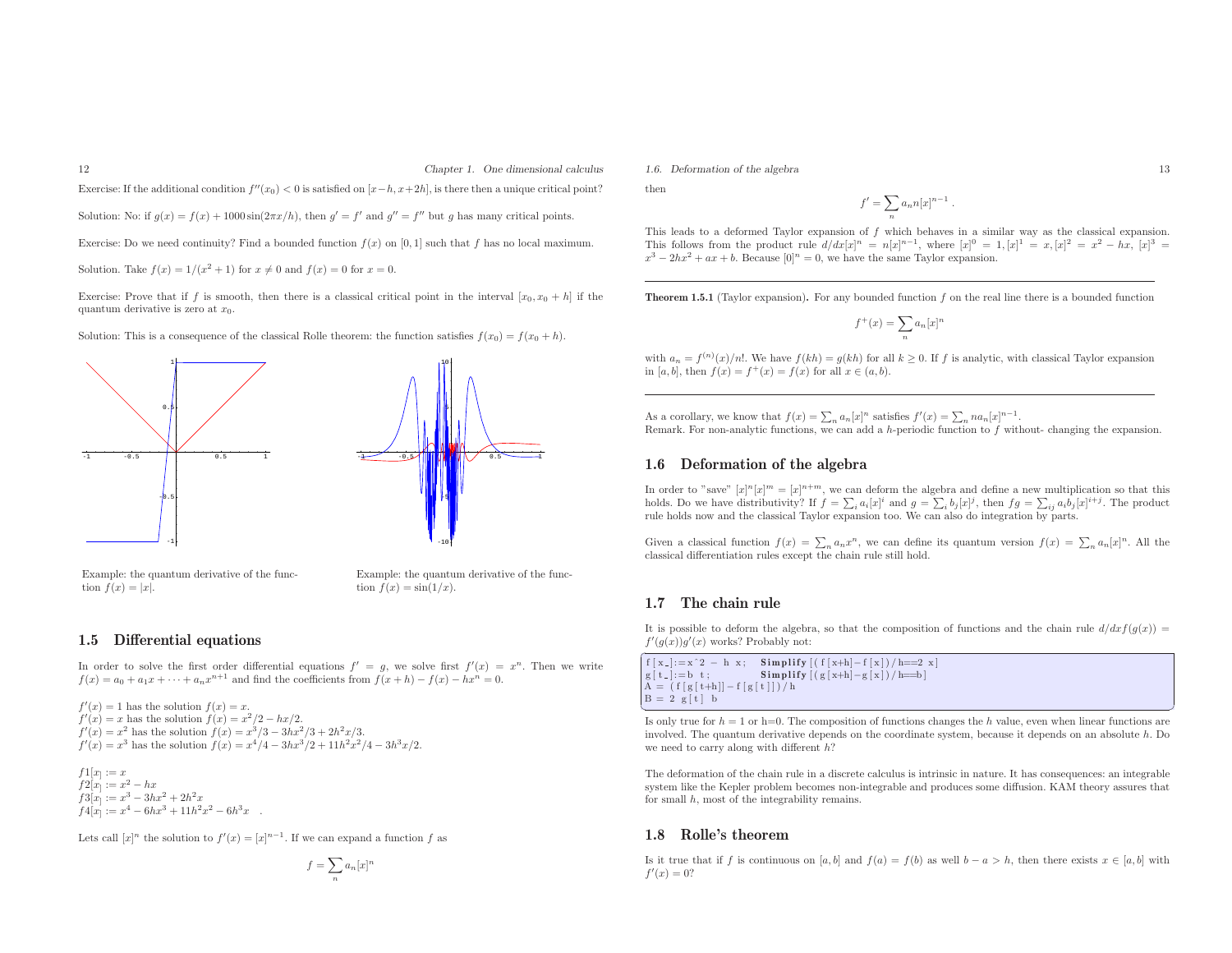Exercise: If the additional condition $f''(x_0) < 0$ is satisfied on $[x-h, x+2h]$, is there then a unique critical point?

Solution: No: if $g(x) = f(x) + 1000\sin(2\pi x/h)$, then $g' = f'$ and $g'' = f''$ but $g$ has many critical points.

Exercise: Do we need continuity? Find a bounded function $f(x)$ on $[0,1]$ such that $f$ has no local maximum.

Solution. Take $f(x) = 1/(x^2+1)$ for $x \neq 0$ and $f(x) = 0$ for $x = 0$.

Exercise: Prove that if $f$ is smooth, then there is a classical critical point in the interval $[x_0, x_0+h]$ if the quantum derivative is zero at $x_0$.

Solution: This is a consequence of the classical Rolle theorem: the function satisfies $f(x_0) = f(x_0+h)$.

Example: the quantum derivative of the function $f(x) = |x|$.

Example: the quantum derivative of the function $f(x) = \sin(1/x)$.

## 1.5 Differential equations

In order to solve the first order differential equations $f' = g$, we solve first $f'(x) = x^n$. Then we write $f(x) = a_0 + a_1 x + \cdots + a_n x^{n+1}$ and find the coefficients from $f(x+h) - f(x) - hx^n = 0$.

$f'(x) = 1$ has the solution $f(x) = x$.
$f'(x) = x$ has the solution $f(x) = x^2/2 - hx/2$.
$f'(x) = x^2$ has the solution $f(x) = x^3/3 - 3hx^2/3 + 2h^2x/3$.
$f'(x) = x^3$ has the solution $f(x) = x^4/4 - 3hx^3/2 + 11h^2x^2/4 - 3h^3x/2$.

$f1[x_] := x$
$f2[x_] := x^2 - hx$
$f3[x_] := x^3 - 3hx^2 + 2h^2x$
$f4[x_] := x^4 - 6hx^3 + 11h^2x^2 - 6h^3x$ .

Lets call $[x]^n$ the solution to $f'(x) = [x]^{n-1}$. If we can expand a function $f$ as

$$f = \sum_n a_n [x]^n$$

then

$$f' = \sum_n a_n n [x]^{n-1} .$$

This leads to a deformed Taylor expansion of $f$ which behaves in a similar way as the classical expansion. This follows from the product rule $d/dx[x]^n = n[x]^{n-1}$, where $[x]^0 = 1, [x]^1 = x, [x]^2 = x^2 - hx$, $[x]^3 = x^3 - 2hx^2 + ax + b$. Because $[0]^n = 0$, we have the same Taylor expansion.

---

**Theorem 1.5.1** (Taylor expansion)**.** For any bounded function $f$ on the real line there is a bounded function

$$f^+(x) = \sum_n a_n [x]^n$$

with $a_n = f^{(n)}(x)/n!$. We have $f(kh) = g(kh)$ for all $k \geq 0$. If $f$ is analytic, with classical Taylor expansion in $[a,b]$, then $f(x) = f^+(x) = f(x)$ for all $x \in (a,b)$.

---

As a corollary, we know that $f(x) = \sum_n a_n [x]^n$ satisfies $f'(x) = \sum_n n a_n [x]^{n-1}$.
Remark. For non-analytic functions, we can add a $h$-periodic function to $f$ without- changing the expansion.

## 1.6 Deformation of the algebra

In order to "save" $[x]^n[x]^m = [x]^{n+m}$, we can deform the algebra and define a new multiplication so that this holds. Do we have distributivity? If $f = \sum_i a_i [x]^i$ and $g = \sum_i b_j [x]^j$, then $fg = \sum_{ij} a_i b_j [x]^{i+j}$. The product rule holds now and the classical Taylor expansion too. We can also do integration by parts.

Given a classical function $f(x) = \sum_n a_n x^n$, we can define its quantum version $f(x) = \sum_n a_n [x]^n$. All the classical differentiation rules except the chain rule still hold.

## 1.7 The chain rule

It is possible to deform the algebra, so that the composition of functions and the chain rule $d/dx f(g(x)) = f'(g(x))g'(x)$ works? Probably not:

```
f[x_]:=x^2 - h x;    Simplify[(f[x+h]-f[x])/h==2 x]
g[t_]:=b t;          Simplify[(g[x+h]-g[x])/h==b]
A = (f[g[t+h]]-f[g[t]])/h
B = 2 g[t] b
```

Is only true for $h = 1$ or h=0. The composition of functions changes the $h$ value, even when linear functions are involved. The quantum derivative depends on the coordinate system, because it depends on an absolute $h$. Do we need to carry along with different $h$?

The deformation of the chain rule in a discrete calculus is intrinsic in nature. It has consequences: an integrable system like the Kepler problem becomes non-integrable and produces some diffusion. KAM theory assures that for small $h$, most of the integrability remains.

## 1.8 Rolle's theorem

Is it true that if $f$ is continuous on $[a,b]$ and $f(a) = f(b)$ as well $b - a > h$, then there exists $x \in [a,b]$ with $f'(x) = 0$?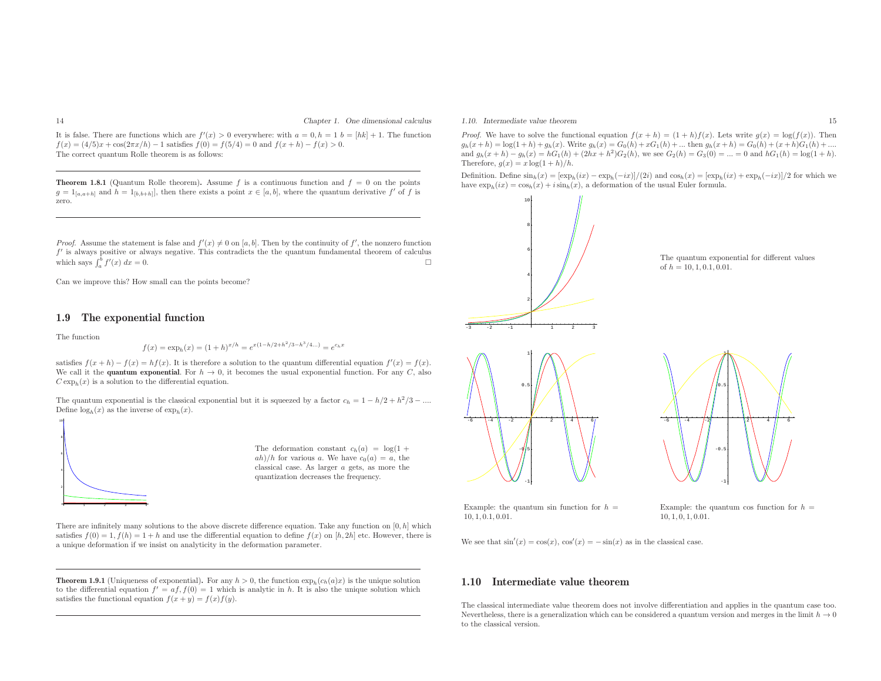It is false. There are functions which are $f'(x) > 0$ everywhere: with $a = 0, h = 1$ $b = [hk] + 1$. The function $f(x) = (4/5)x + \cos(2\pi x/h) - 1$ satisfies $f(0) = f(5/4) = 0$ and $f(x+h) - f(x) > 0$.
The correct quantum Rolle theorem is as follows:

---

**Theorem 1.8.1** (Quantum Rolle theorem)**.** Assume $f$ is a continuous function and $f = 0$ on the points $g = 1_{[a,a+h]}$ and $h = 1_{[b,b+h]}$, then there exists a point $x \in [a,b]$, where the quantum derivative $f'$ of $f$ is zero.

---

*Proof.* Assume the statement is false and $f'(x) \neq 0$ on $[a,b]$. Then by the continuity of $f'$, the nonzero function $f'$ is always positive or always negative. This contradicts the the quantum fundamental theorem of calculus which says $\int_a^b f'(x)\, dx = 0$. □

Can we improve this? How small can the points become?

## 1.9 The exponential function

The function

$$f(x) = \exp_h(x) = (1+h)^{x/h} = e^{x(1-h/2+h^2/3-h^3/4...)} = e^{c_h x}$$

satisfies $f(x+h) - f(x) = hf(x)$. It is therefore a solution to the quantum differential equation $f'(x) = f(x)$. We call it the **quantum exponential**. For $h \to 0$, it becomes the usual exponential function. For any $C$, also $C\exp_h(x)$ is a solution to the differential equation.

The quantum exponential is the classical exponential but it is squeezed by a factor $c_h = 1 - h/2 + h^2/3 - ...$. Define $\log_h(x)$ as the inverse of $\exp_h(x)$.

The deformation constant $c_h(a) = \log(1 + ah)/h$ for various $a$. We have $c_0(a) = a$, the classical case. As larger $a$ gets, as more the quantization decreases the frequency.

There are infinitely many solutions to the above discrete difference equation. Take any function on $[0,h]$ which satisfies $f(0) = 1, f(h) = 1 + h$ and use the differential equation to define $f(x)$ on $[h, 2h]$ etc. However, there is a unique deformation if we insist on analyticity in the deformation parameter.

---

**Theorem 1.9.1** (Uniqueness of exponential)**.** For any $h > 0$, the function $\exp_h(c_h(a)x)$ is the unique solution to the differential equation $f' = af, f(0) = 1$ which is analytic in $h$. It is also the unique solution which satisfies the functional equation $f(x+y) = f(x)f(y)$.

---

*Proof.* We have to solve the functional equation $f(x+h) = (1+h)f(x)$. Lets write $g(x) = \log(f(x))$. Then $g_h(x+h) = \log(1+h) + g_h(x)$. Write $g_h(x) = G_0(h) + xG_1(h) + ...$ then $g_h(x+h) = G_0(h) + (x+h)G_1(h) + ....$ and $g_h(x+h) - g_h(x) = hG_1(h) + (2hx + h^2)G_2(h)$, we see $G_2(h) = G_3(0) = ... = 0$ and $hG_1(h) = \log(1+h)$. Therefore, $g(x) = x\log(1+h)/h$.

Definition. Define $\sin_h(x) = [\exp_h(ix) - \exp_h(-ix)]/(2i)$ and $\cos_h(x) = [\exp_h(ix) + \exp_h(-ix)]/2$ for which we have $\exp_h(ix) = \cos_h(x) + i\sin_h(x)$, a deformation of the usual Euler formula.

The quantum exponential for different values of $h = 10, 1, 0.1, 0.01$.

Example: the quantum sin function for $h = 10, 1, 0.1, 0.01$.

Example: the quantum cos function for $h = 10, 1, 0, 1, 0.01$.

We see that $\sin'(x) = \cos(x)$, $\cos'(x) = -\sin(x)$ as in the classical case.

## 1.10 Intermediate value theorem

The classical intermediate value theorem does not involve differentiation and applies in the quantum case too. Nevertheless, there is a generalization which can be considered a quantum version and merges in the limit $h \to 0$ to the classical version.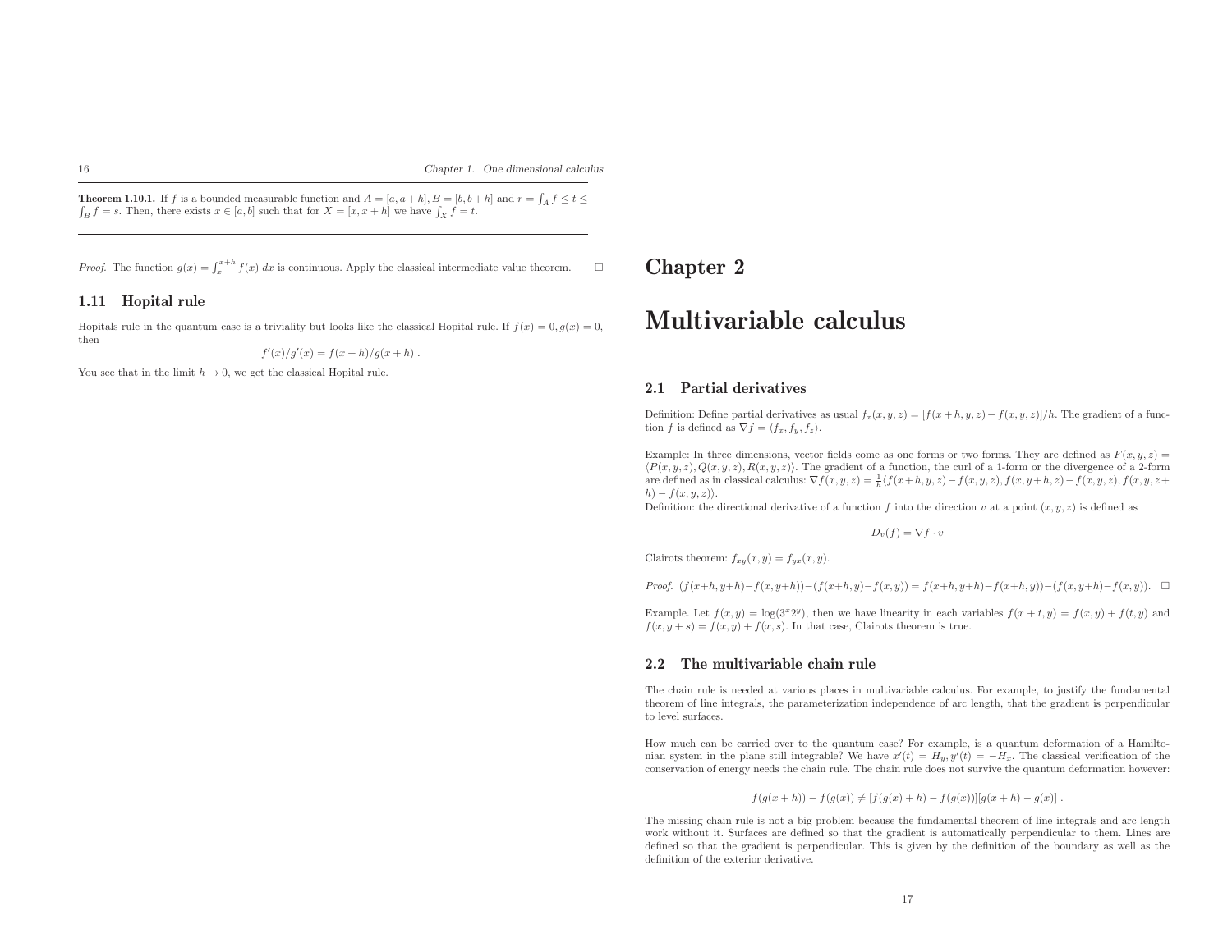**Theorem 1.10.1.** If $f$ is a bounded measurable function and $A = [a, a+h], B = [b, b+h]$ and $r = \int_A f \leq t \leq \int_B f = s$. Then, there exists $x \in [a, b]$ such that for $X = [x, x+h]$ we have $\int_X f = t$.

*Proof.* The function $g(x) = \int_x^{x+h} f(x)\, dx$ is continuous. Apply the classical intermediate value theorem. □

## 1.11 Hopital rule

Hopitals rule in the quantum case is a triviality but looks like the classical Hopital rule. If $f(x) = 0, g(x) = 0$, then

$$f'(x)/g'(x) = f(x+h)/g(x+h) \; .$$

You see that in the limit $h \to 0$, we get the classical Hopital rule.

# Chapter 2

# Multivariable calculus

## 2.1 Partial derivatives

Definition: Define partial derivatives as usual $f_x(x, y, z) = [f(x+h, y, z) - f(x, y, z)]/h$. The gradient of a function $f$ is defined as $\nabla f = \langle f_x, f_y, f_z \rangle$.

Example: In three dimensions, vector fields come as one forms or two forms. They are defined as $F(x, y, z) = \langle P(x, y, z), Q(x, y, z), R(x, y, z) \rangle$. The gradient of a function, the curl of a 1-form or the divergence of a 2-form are defined as in classical calculus: $\nabla f(x, y, z) = \frac{1}{h}\langle f(x+h, y, z) - f(x, y, z), f(x, y+h, z) - f(x, y, z), f(x, y, z+h) - f(x, y, z) \rangle$.

Definition: the directional derivative of a function $f$ into the direction $v$ at a point $(x, y, z)$ is defined as

$$D_v(f) = \nabla f \cdot v$$

Clairots theorem: $f_{xy}(x, y) = f_{yx}(x, y)$.

*Proof.* $(f(x+h, y+h) - f(x, y+h)) - (f(x+h, y) - f(x, y)) = f(x+h, y+h) - f(x+h, y)) - (f(x, y+h) - f(x, y))$. □

Example. Let $f(x, y) = \log(3^x 2^y)$, then we have linearity in each variables $f(x+t, y) = f(x, y) + f(t, y)$ and $f(x, y+s) = f(x, y) + f(x, s)$. In that case, Clairots theorem is true.

## 2.2 The multivariable chain rule

The chain rule is needed at various places in multivariable calculus. For example, to justify the fundamental theorem of line integrals, the parameterization independence of arc length, that the gradient is perpendicular to level surfaces.

How much can be carried over to the quantum case? For example, is a quantum deformation of a Hamiltonian system in the plane still integrable? We have $x'(t) = H_y, y'(t) = -H_x$. The classical verification of the conservation of energy needs the chain rule. The chain rule does not survive the quantum deformation however:

$$f(g(x+h)) - f(g(x)) \neq [f(g(x)+h) - f(g(x))][g(x+h) - g(x)] \; .$$

The missing chain rule is not a big problem because the fundamental theorem of line integrals and arc length work without it. Surfaces are defined so that the gradient is automatically perpendicular to them. Lines are defined so that the gradient is perpendicular. This is given by the definition of the boundary as well as the definition of the exterior derivative.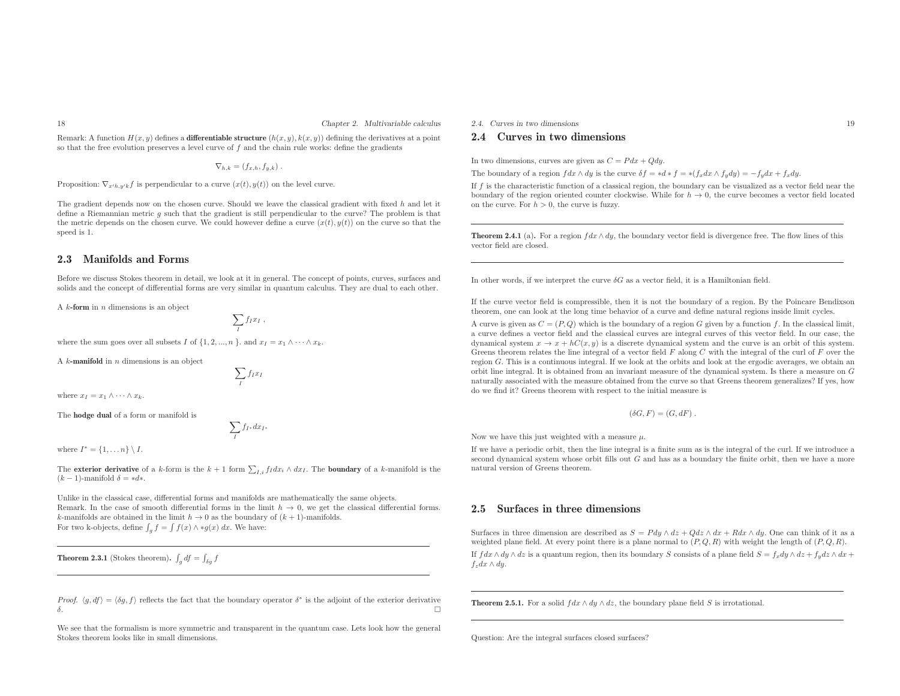Remark: A function $H(x,y)$ defines a **differentiable structure** $(h(x,y),k(x,y))$ defining the derivatives at a point so that the free evolution preserves a level curve of $f$ and the chain rule works: define the gradients

$$\nabla_{h,k} = (f_{x,h}, f_{y,k}) .$$

Proposition: $\nabla_{x'h,y'k} f$ is perpendicular to a curve $(x(t),y(t))$ on the level curve.

The gradient depends now on the chosen curve. Should we leave the classical gradient with fixed $h$ and let it define a Riemannian metric $g$ such that the gradient is still perpendicular to the curve? The problem is that the metric depends on the chosen curve. We could however define a curve $(x(t),y(t))$ on the curve so that the speed is 1.

## 2.3 Manifolds and Forms

Before we discuss Stokes theorem in detail, we look at it in general. The concept of points, curves, surfaces and solids and the concept of differential forms are very similar in quantum calculus. They are dual to each other.

A **k-form** in $n$ dimensions is an object

$$\sum_I f_I x_I ,$$

where the sum goes over all subsets $I$ of $\{1,2,...,n\}$. and $x_I = x_1 \wedge \cdots \wedge x_k$.

A **k-manifold** in $n$ dimensions is an object

$$\sum_I f_I x_I$$

where $x_I = x_1 \wedge \cdots \wedge x_k$.

The **hodge dual** of a form or manifold is

$$\sum_I f_{I^*} dx_{I^*}$$

where $I^* = \{1,\dots n\} \setminus I$.

The **exterior derivative** of a $k$-form is the $k+1$ form $\sum_{I,i} f_I dx_i \wedge dx_I$. The **boundary** of a $k$-manifold is the $(k-1)$-manifold $\delta = *d*$.

Unlike in the classical case, differential forms and manifolds are mathematically the same objects.
Remark. In the case of smooth differential forms in the limit $h \to 0$, we get the classical differential forms. $k$-manifolds are obtained in the limit $h \to 0$ as the boundary of $(k+1)$-manifolds.
For two k-objects, define $\int_g f = \int f(x) \wedge *g(x)\, dx$. We have:

---

**Theorem 2.3.1** (Stokes theorem)**.** $\int_g df = \int_{\delta g} f$

---

*Proof.* $\langle g, df\rangle = \langle \delta g, f\rangle$ reflects the fact that the boundary operator $\delta^*$ is the adjoint of the exterior derivative $\delta$. □

We see that the formalism is more symmetric and transparent in the quantum case. Lets look how the general Stokes theorem looks like in small dimensions.

## 2.4 Curves in two dimensions

In two dimensions, curves are given as $C = Pdx + Qdy$.

The boundary of a region $f dx \wedge dy$ is the curve $\delta f = *d * f = *(f_x dx \wedge f_y dy) = -f_y dx + f_x dy$.

If $f$ is the characteristic function of a classical region, the boundary can be visualized as a vector field near the boundary of the region oriented counter clockwise. While for $h \to 0$, the curve becomes a vector field located on the curve. For $h > 0$, the curve is fuzzy.

---

**Theorem 2.4.1** (a)**.** For a region $f dx \wedge dy$, the boundary vector field is divergence free. The flow lines of this vector field are closed.

---

In other words, if we interpret the curve $\delta G$ as a vector field, it is a Hamiltonian field.

If the curve vector field is compressible, then it is not the boundary of a region. By the Poincare Bendixson theorem, one can look at the long time behavior of a curve and define natural regions inside limit cycles.

A curve is given as $C = (P,Q)$ which is the boundary of a region $G$ given by a function $f$. In the classical limit, a curve defines a vector field and the classical curves are integral curves of this vector field. In our case, the dynamical system $x \to x + hC(x,y)$ is a discrete dynamical system and the curve is an orbit of this system. Greens theorem relates the line integral of a vector field $F$ along $C$ with the integral of the curl of $F$ over the region $G$. This is a continuous integral. If we look at the orbits and look at the ergodic averages, we obtain an orbit line integral. It is obtained from an invariant measure of the dynamical system. Is there a measure on $G$ naturally associated with the measure obtained from the curve so that Greens theorem generalizes? If yes, how do we find it? Greens theorem with respect to the initial measure is

$$(\delta G, F) = (G, dF) .$$

Now we have this just weighted with a measure $\mu$.

If we have a periodic orbit, then the line integral is a finite sum as is the integral of the curl. If we introduce a second dynamical system whose orbit fills out $G$ and has as a boundary the finite orbit, then we have a more natural version of Greens theorem.

## 2.5 Surfaces in three dimensions

Surfaces in three dimension are described as $S = Pdy \wedge dz + Qdz \wedge dx + Rdx \wedge dy$. One can think of it as a weighted plane field. At every point there is a plane normal to $(P,Q,R)$ with weight the length of $(P,Q,R)$.

If $f dx \wedge dy \wedge dz$ is a quantum region, then its boundary $S$ consists of a plane field $S = f_x dy \wedge dz + f_y dz \wedge dx + f_z dx \wedge dy$.

---

**Theorem 2.5.1.** For a solid $f dx \wedge dy \wedge dz$, the boundary plane field $S$ is irrotational.

---

Question: Are the integral surfaces closed surfaces?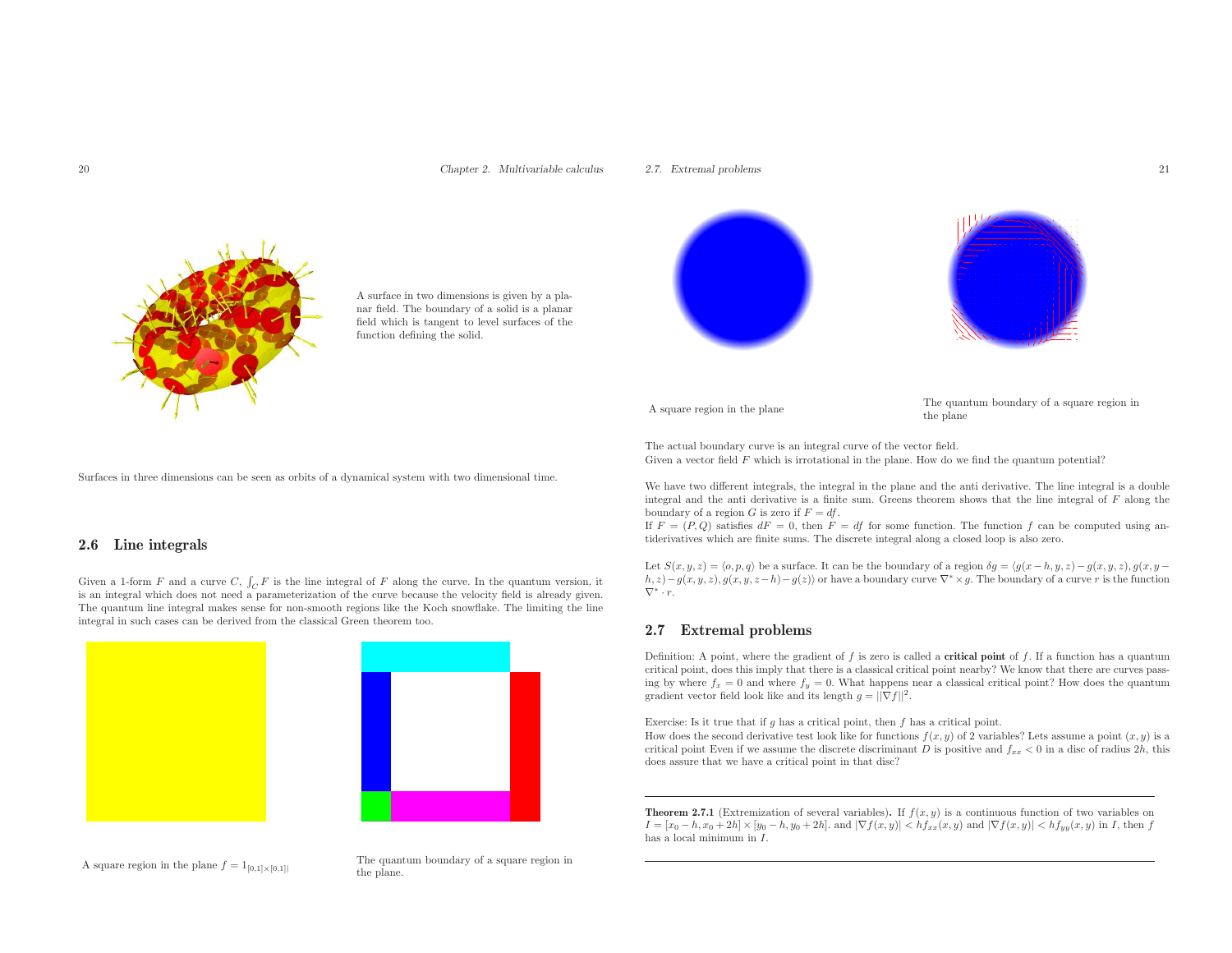A surface in two dimensions is given by a planar field. The boundary of a solid is a planar field which is tangent to level surfaces of the function defining the solid.

Surfaces in three dimensions can be seen as orbits of a dynamical system with two dimensional time.

## 2.6 Line integrals

Given a 1-form $F$ and a curve $C$, $\int_C F$ is the line integral of $F$ along the curve. In the quantum version, it is an integral which does not need a parameterization of the curve because the velocity field is already given. The quantum line integral makes sense for non-smooth regions like the Koch snowflake. The limiting the line integral in such cases can be derived from the classical Green theorem too.

A square region in the plane $f = 1_{[0,1] \times [0,1]|}$

The quantum boundary of a square region in the plane.

A square region in the plane

The quantum boundary of a square region in the plane

The actual boundary curve is an integral curve of the vector field.
Given a vector field $F$ which is irrotational in the plane. How do we find the quantum potential?

We have two different integrals, the integral in the plane and the anti derivative. The line integral is a double integral and the anti derivative is a finite sum. Greens theorem shows that the line integral of $F$ along the boundary of a region $G$ is zero if $F = df$.
If $F = (P, Q)$ satisfies $dF = 0$, then $F = df$ for some function. The function $f$ can be computed using antiderivatives which are finite sums. The discrete integral along a closed loop is also zero.

Let $S(x, y, z) = \langle o, p, q \rangle$ be a surface. It can be the boundary of a region $\delta g = \langle g(x-h, y, z) - g(x, y, z), g(x, y-h, z) - g(x, y, z), g(x, y, z-h) - g(z) \rangle$ or have a boundary curve $\nabla^* \times g$. The boundary of a curve $r$ is the function $\nabla^* \cdot r$.

## 2.7 Extremal problems

Definition: A point, where the gradient of $f$ is zero is called a **critical point** of $f$. If a function has a quantum critical point, does this imply that there is a classical critical point nearby? We know that there are curves passing by where $f_x = 0$ and where $f_y = 0$. What happens near a classical critical point? How does the quantum gradient vector field look like and its length $g = ||\nabla f||^2$.

Exercise: Is it true that if $g$ has a critical point, then $f$ has a critical point.
How does the second derivative test look like for functions $f(x, y)$ of 2 variables? Lets assume a point $(x, y)$ is a critical point Even if we assume the discrete discriminant $D$ is positive and $f_{xx} < 0$ in a disc of radius $2h$, this does assure that we have a critical point in that disc?

---

**Theorem 2.7.1** (Extremization of several variables)**.** If $f(x, y)$ is a continuous function of two variables on $I = [x_0 - h, x_0 + 2h] \times [y_0 - h, y_0 + 2h]$. and $|\nabla f(x, y)| < h f_{xx}(x, y)$ and $|\nabla f(x, y)| < h f_{yy}(x, y)$ in $I$, then $f$ has a local minimum in $I$.

---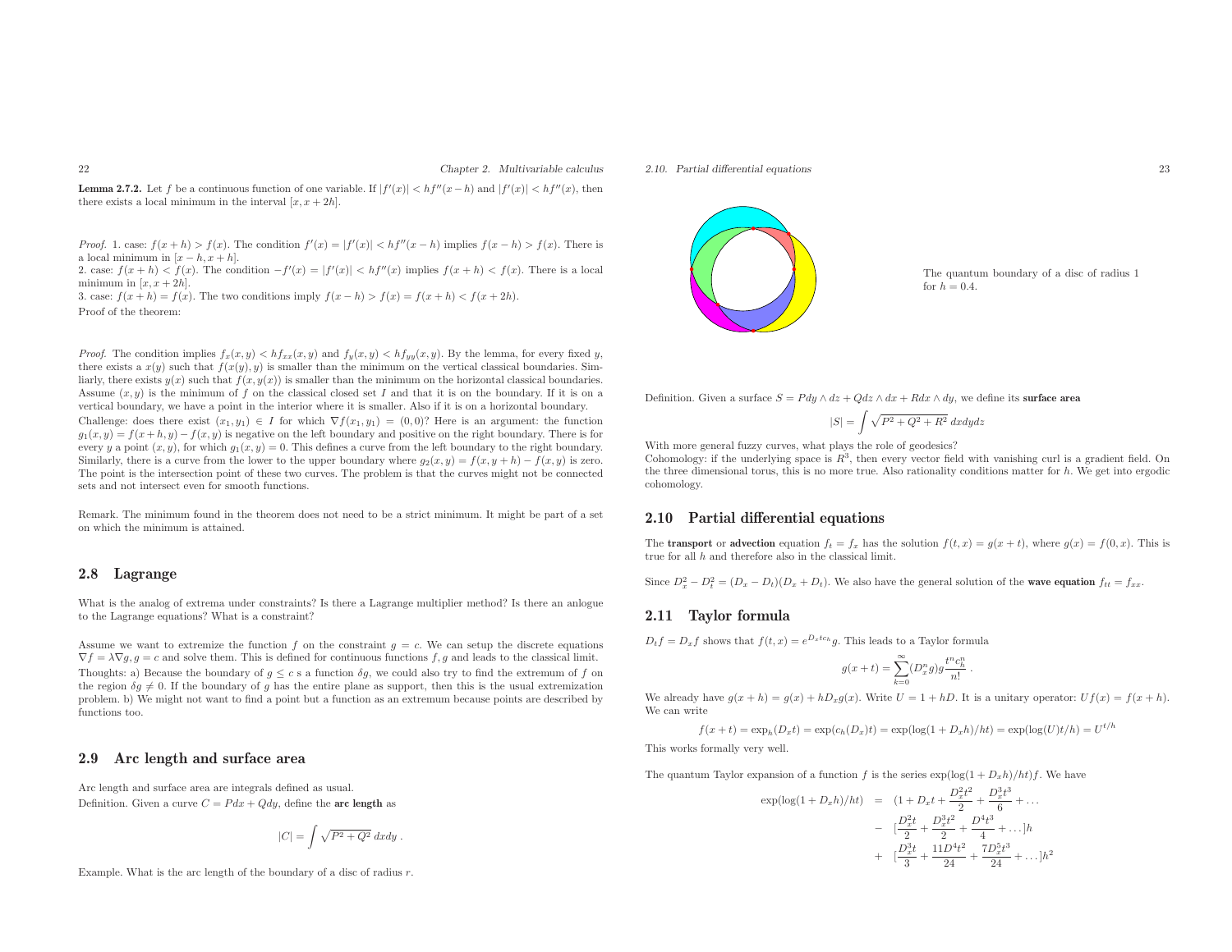**Lemma 2.7.2.** Let $f$ be a continuous function of one variable. If $|f'(x)| < hf''(x-h)$ and $|f'(x)| < hf''(x)$, then there exists a local minimum in the interval $[x, x+2h]$.

*Proof.* 1. case: $f(x+h) > f(x)$. The condition $f'(x) = |f'(x)| < hf''(x-h)$ implies $f(x-h) > f(x)$. There is a local minimum in $[x-h, x+h]$.
2. case: $f(x+h) < f(x)$. The condition $-f'(x) = |f'(x)| < hf''(x)$ implies $f(x+h) < f(x)$. There is a local minimum in $[x, x+2h]$.
3. case: $f(x+h) = f(x)$. The two conditions imply $f(x-h) > f(x) = f(x+h) < f(x+2h)$.

Proof of the theorem:

*Proof.* The condition implies $f_x(x,y) < hf_{xx}(x,y)$ and $f_y(x,y) < hf_{yy}(x,y)$. By the lemma, for every fixed $y$, there exists a $x(y)$ such that $f(x(y),y)$ is smaller than the minimum on the vertical classical boundaries. Simliarly, there exists $y(x)$ such that $f(x,y(x))$ is smaller than the minimum on the horizontal classical boundaries. Assume $(x,y)$ is the minimum of $f$ on the classical closed set $I$ and that it is on the boundary. If it is on a vertical boundary, we have a point in the interior where it is smaller. Also if it is on a horizontal boundary.

Challenge: does there exist $(x_1,y_1) \in I$ for which $\nabla f(x_1,y_1) = (0,0)$? Here is an argument: the function $g_1(x,y) = f(x+h,y) - f(x,y)$ is negative on the left boundary and positive on the right boundary. There is for every $y$ a point $(x,y)$, for which $g_1(x,y) = 0$. This defines a curve from the left boundary to the right boundary. Similarly, there is a curve from the lower to the upper boundary where $g_2(x,y) = f(x,y+h) - f(x,y)$ is zero. The point is the intersection point of these two curves. The problem is that the curves might not be connected sets and not intersect even for smooth functions.

Remark. The minimum found in the theorem does not need to be a strict minimum. It might be part of a set on which the minimum is attained.

## 2.8 Lagrange

What is the analog of extrema under constraints? Is there a Lagrange multiplier method? Is there an anlogue to the Lagrange equations? What is a constraint?

Assume we want to extremize the function $f$ on the constraint $g = c$. We can setup the discrete equations $\nabla f = \lambda \nabla g, g = c$ and solve them. This is defined for continuous functions $f, g$ and leads to the classical limit.

Thoughts: a) Because the boundary of $g \leq c$ s a function $\delta g$, we could also try to find the extremum of $f$ on the region $\delta g \neq 0$. If the boundary of $g$ has the entire plane as support, then this is the usual extremization problem. b) We might not want to find a point but a function as an extremum because points are described by functions too.

## 2.9 Arc length and surface area

Arc length and surface area are integrals defined as usual.

Definition. Given a curve $C = Pdx + Qdy$, define the **arc length** as

$$|C| = \int \sqrt{P^2 + Q^2}\, dxdy\ .$$

Example. What is the arc length of the boundary of a disc of radius $r$.

The quantum boundary of a disc of radius 1 for $h = 0.4$.

Definition. Given a surface $S = Pdy \wedge dz + Qdz \wedge dx + Rdx \wedge dy$, we define its **surface area**

$$|S| = \int \sqrt{P^2 + Q^2 + R^2}\, dxdydz$$

With more general fuzzy curves, what plays the role of geodesics?

Cohomology: if the underlying space is $R^3$, then every vector field with vanishing curl is a gradient field. On the three dimensional torus, this is no more true. Also rationality conditions matter for $h$. We get into ergodic cohomology.

## 2.10 Partial differential equations

The **transport** or **advection** equation $f_t = f_x$ has the solution $f(t,x) = g(x+t)$, where $g(x) = f(0,x)$. This is true for all $h$ and therefore also in the classical limit.

Since $D_x^2 - D_t^2 = (D_x - D_t)(D_x + D_t)$. We also have the general solution of the **wave equation** $f_{tt} = f_{xx}$.

## 2.11 Taylor formula

$D_t f = D_x f$ shows that $f(t,x) = e^{D_x t c_h} g$. This leads to a Taylor formula

$$g(x+t) = \sum_{k=0}^{\infty} (D_x^n g) g \frac{t^n c_h^n}{n!}\ .$$

We already have $g(x+h) = g(x) + hD_x g(x)$. Write $U = 1 + hD$. It is a unitary operator: $Uf(x) = f(x+h)$. We can write

$$f(x+t) = \exp_h(D_x t) = \exp(c_h(D_x)t) = \exp(\log(1 + D_x h)/ht) = \exp(\log(U)t/h) = U^{t/h}$$

This works formally very well.

The quantum Taylor expansion of a function $f$ is the series $\exp(\log(1 + D_x h)/ht)f$. We have

$$\begin{aligned}
\exp(\log(1 + D_x h)/ht) &= (1 + D_x t + \frac{D_x^2 t^2}{2} + \frac{D_x^3 t^3}{6} + \ldots \\
&- [\frac{D_x^2 t}{2} + \frac{D_x^3 t^2}{2} + \frac{D^4 t^3}{4} + \ldots]h \\
&+ [\frac{D_x^3 t}{3} + \frac{11 D^4 t^2}{24} + \frac{7 D_x^5 t^3}{24} + \ldots]h^2
\end{aligned}$$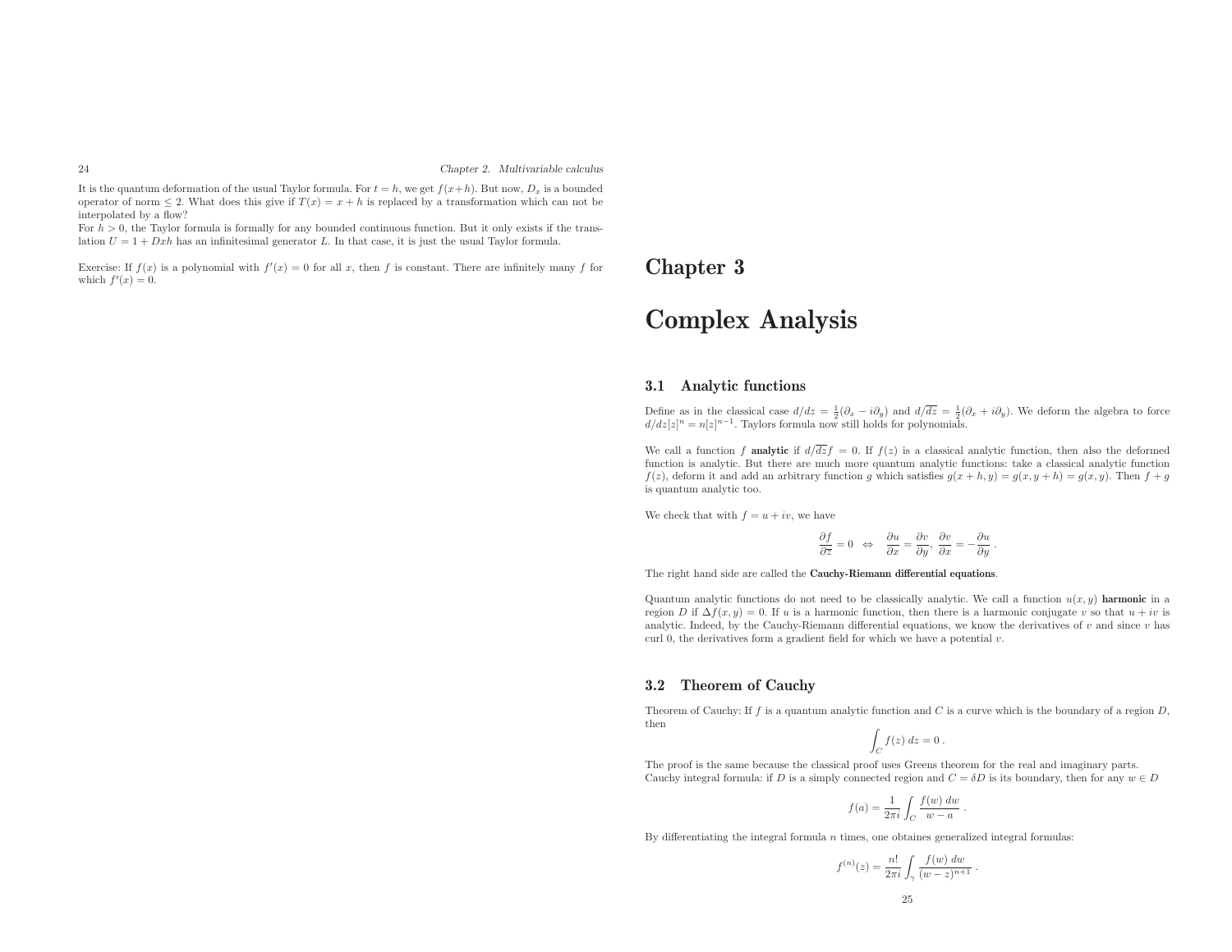It is the quantum deformation of the usual Taylor formula. For $t = h$, we get $f(x+h)$. But now, $D_x$ is a bounded operator of norm $\leq 2$. What does this give if $T(x) = x + h$ is replaced by a transformation which can not be interpolated by a flow?
For $h > 0$, the Taylor formula is formally for any bounded continuous function. But it only exists if the translation $U = 1 + Dxh$ has an infinitesimal generator $L$. In that case, it is just the usual Taylor formula.

Exercise: If $f(x)$ is a polynomial with $f'(x) = 0$ for all $x$, then $f$ is constant. There are infinitely many $f$ for which $f'(x) = 0$.

# Chapter 3

# Complex Analysis

## 3.1 Analytic functions

Define as in the classical case $d/dz = \frac{1}{2}(\partial_x - i\partial_y)$ and $d/\overline{dz} = \frac{1}{2}(\partial_x + i\partial_y)$. We deform the algebra to force $d/dz[z]^n = n[z]^{n-1}$. Taylors formula now still holds for polynomials.

We call a function $f$ **analytic** if $d/\overline{dz}f = 0$. If $f(z)$ is a classical analytic function, then also the deformed function is analytic. But there are much more quantum analytic functions: take a classical analytic function $f(z)$, deform it and add an arbitrary function $g$ which satisfies $g(x+h, y) = g(x, y+h) = g(x, y)$. Then $f + g$ is quantum analytic too.

We check that with $f = u + iv$, we have

$$\frac{\partial f}{\partial \overline{z}} = 0 \;\Leftrightarrow\; \frac{\partial u}{\partial x} = \frac{\partial v}{\partial y},\; \frac{\partial v}{\partial x} = -\frac{\partial u}{\partial y}\,.$$

The right hand side are called the **Cauchy-Riemann differential equations**.

Quantum analytic functions do not need to be classically analytic. We call a function $u(x, y)$ **harmonic** in a region $D$ if $\Delta f(x, y) = 0$. If $u$ is a harmonic function, then there is a harmonic conjugate $v$ so that $u + iv$ is analytic. Indeed, by the Cauchy-Riemann differential equations, we know the derivatives of $v$ and since $v$ has curl 0, the derivatives form a gradient field for which we have a potential $v$.

## 3.2 Theorem of Cauchy

Theorem of Cauchy: If $f$ is a quantum analytic function and $C$ is a curve which is the boundary of a region $D$, then

$$\int_C f(z)\; dz = 0\,.$$

The proof is the same because the classical proof uses Greens theorem for the real and imaginary parts.
Cauchy integral formula: if $D$ is a simply connected region and $C = \delta D$ is its boundary, then for any $w \in D$

$$f(a) = \frac{1}{2\pi i}\int_C \frac{f(w)\; dw}{w - a}\,.$$

By differentiating the integral formula $n$ times, one obtaines generalized integral formulas:

$$f^{(n)}(z) = \frac{n!}{2\pi i}\int_\gamma \frac{f(w)\; dw}{(w-z)^{n+1}}\,.$$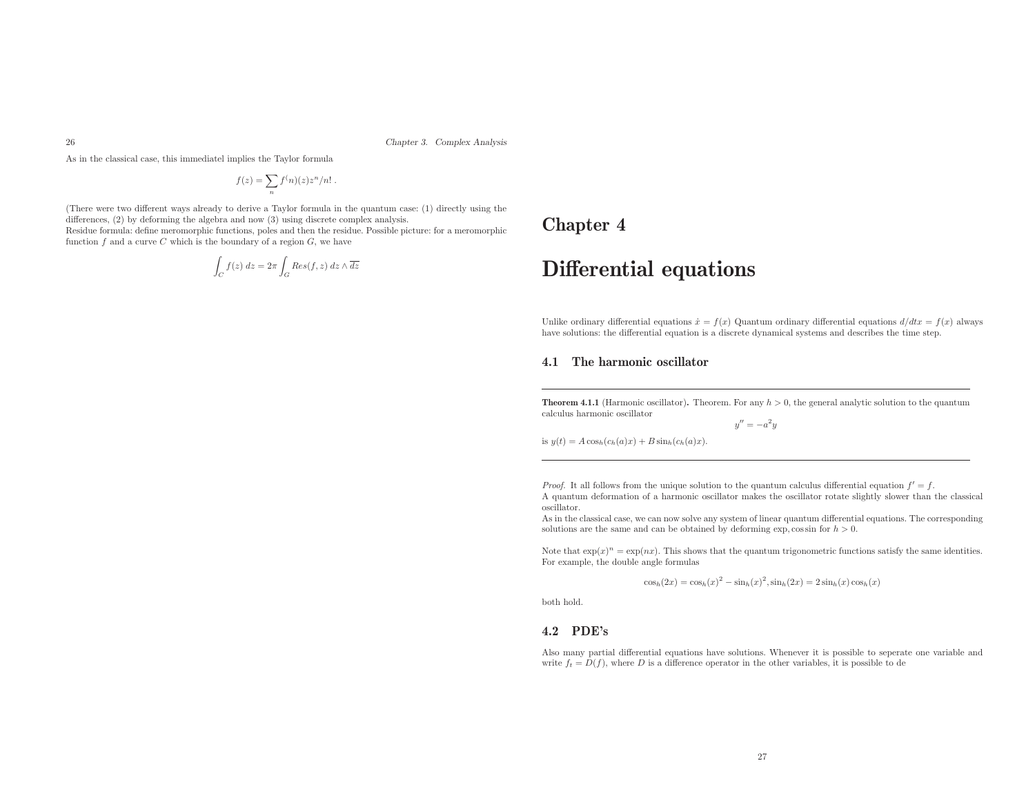As in the classical case, this immediatel implies the Taylor formula

$$f(z) = \sum_n f^(n)(z) z^n / n! \; .$$

(There were two different ways already to derive a Taylor formula in the quantum case: (1) directly using the differences, (2) by deforming the algebra and now (3) using discrete complex analysis.
Residue formula: define meromorphic functions, poles and then the residue. Possible picture: for a meromorphic function $f$ and a curve $C$ which is the boundary of a region $G$, we have

$$\int_C f(z) \, dz = 2\pi \int_G Res(f,z) \, dz \wedge \overline{dz}$$

# Chapter 4

# Differential equations

Unlike ordinary differential equations $\dot{x} = f(x)$ Quantum ordinary differential equations $d/dtx = f(x)$ always have solutions: the differential equation is a discrete dynamical systems and describes the time step.

## 4.1 The harmonic oscillator

---

**Theorem 4.1.1** (Harmonic oscillator)**.** Theorem. For any $h > 0$, the general analytic solution to the quantum calculus harmonic oscillator

$$y'' = -a^2 y$$

is $y(t) = A \cos_h(c_h(a)x) + B \sin_h(c_h(a)x)$.

---

*Proof.* It all follows from the unique solution to the quantum calculus differential equation $f' = f$.
A quantum deformation of a harmonic oscillator makes the oscillator rotate slightly slower than the classical oscillator.
As in the classical case, we can now solve any system of linear quantum differential equations. The corresponding solutions are the same and can be obtained by deforming exp, cos sin for $h > 0$.

Note that $\exp(x)^n = \exp(nx)$. This shows that the quantum trigonometric functions satisfy the same identities. For example, the double angle formulas

$$\cos_h(2x) = \cos_h(x)^2 - \sin_h(x)^2, \sin_h(2x) = 2\sin_h(x)\cos_h(x)$$

both hold.

## 4.2 PDE's

Also many partial differential equations have solutions. Whenever it is possible to seperate one variable and write $f_t = D(f)$, where $D$ is a difference operator in the other variables, it is possible to de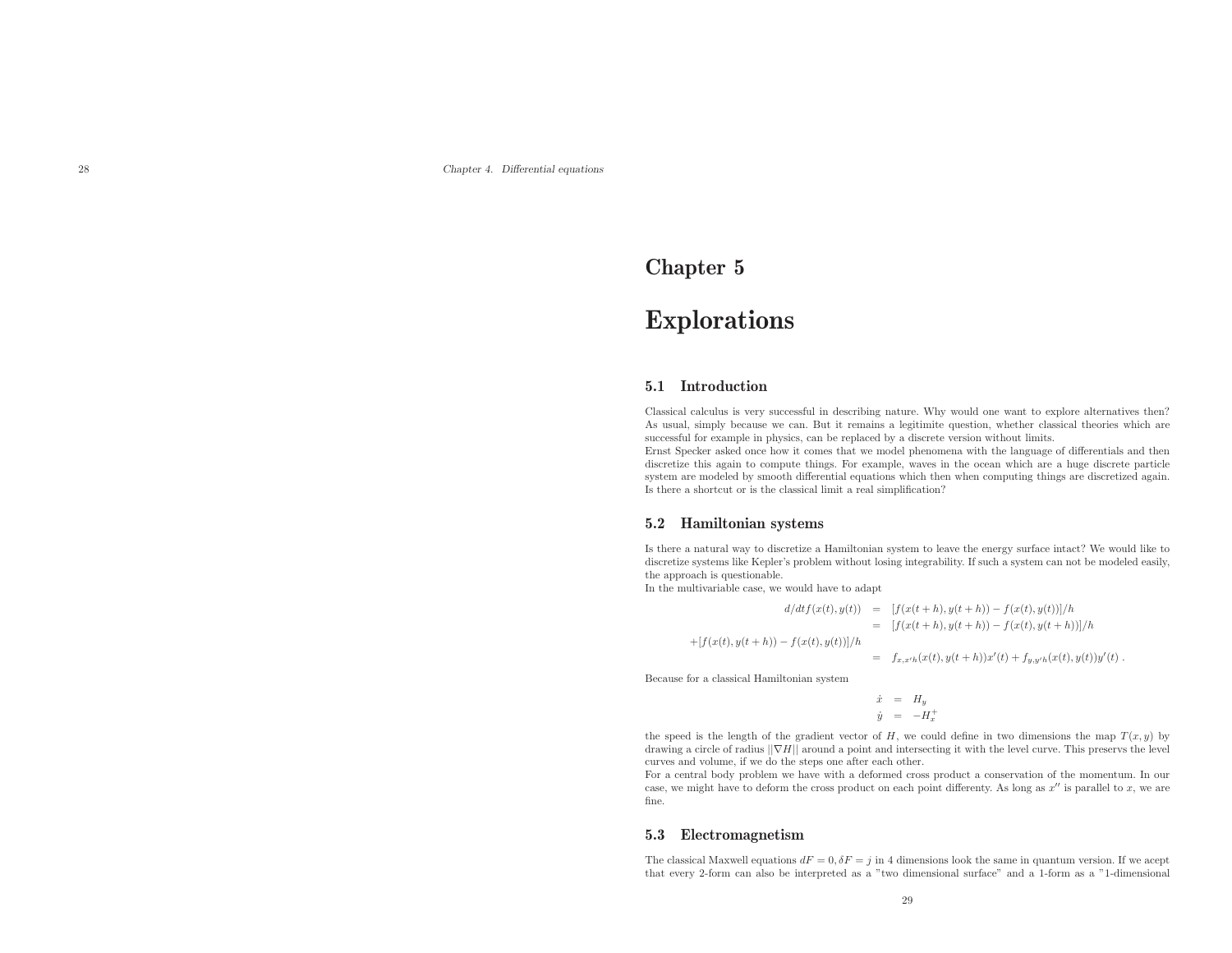# Chapter 5

# Explorations

## 5.1 Introduction

Classical calculus is very successful in describing nature. Why would one want to explore alternatives then? As usual, simply because we can. But it remains a legitimite question, whether classical theories which are successful for example in physics, can be replaced by a discrete version without limits.
Ernst Specker asked once how it comes that we model phenomena with the language of differentials and then discretize this again to compute things. For example, waves in the ocean which are a huge discrete particle system are modeled by smooth differential equations which then when computing things are discretized again. Is there a shortcut or is the classical limit a real simplification?

## 5.2 Hamiltonian systems

Is there a natural way to discretize a Hamiltonian system to leave the energy surface intact? We would like to discretize systems like Kepler's problem without losing integrability. If such a system can not be modeled easily, the approach is questionable.
In the multivariable case, we would have to adapt

$$
\begin{aligned}
d/dt f(x(t),y(t)) &= [f(x(t+h),y(t+h)) - f(x(t),y(t))]/h \\
&= [f(x(t+h),y(t+h)) - f(x(t),y(t+h))]/h \\
+[f(x(t),y(t+h)) - f(x(t),y(t))]/h & \\
&= f_{x,x'h}(x(t),y(t+h))x'(t) + f_{y,y'h}(x(t),y(t))y'(t) \; .
\end{aligned}
$$

Because for a classical Hamiltonian system

$$
\begin{aligned}
\dot{x} &= H_y \\
\dot{y} &= -H_x^+
\end{aligned}
$$

the speed is the length of the gradient vector of $H$, we could define in two dimensions the map $T(x,y)$ by drawing a circle of radius $||\nabla H||$ around a point and intersecting it with the level curve. This preservs the level curves and volume, if we do the steps one after each other.
For a central body problem we have with a deformed cross product a conservation of the momentum. In our case, we might have to deform the cross product on each point differenty. As long as $x''$ is parallel to $x$, we are fine.

## 5.3 Electromagnetism

The classical Maxwell equations $dF = 0, \delta F = j$ in 4 dimensions look the same in quantum version. If we acept that every 2-form can also be interpreted as a "two dimensional surface" and a 1-form as a "1-dimensional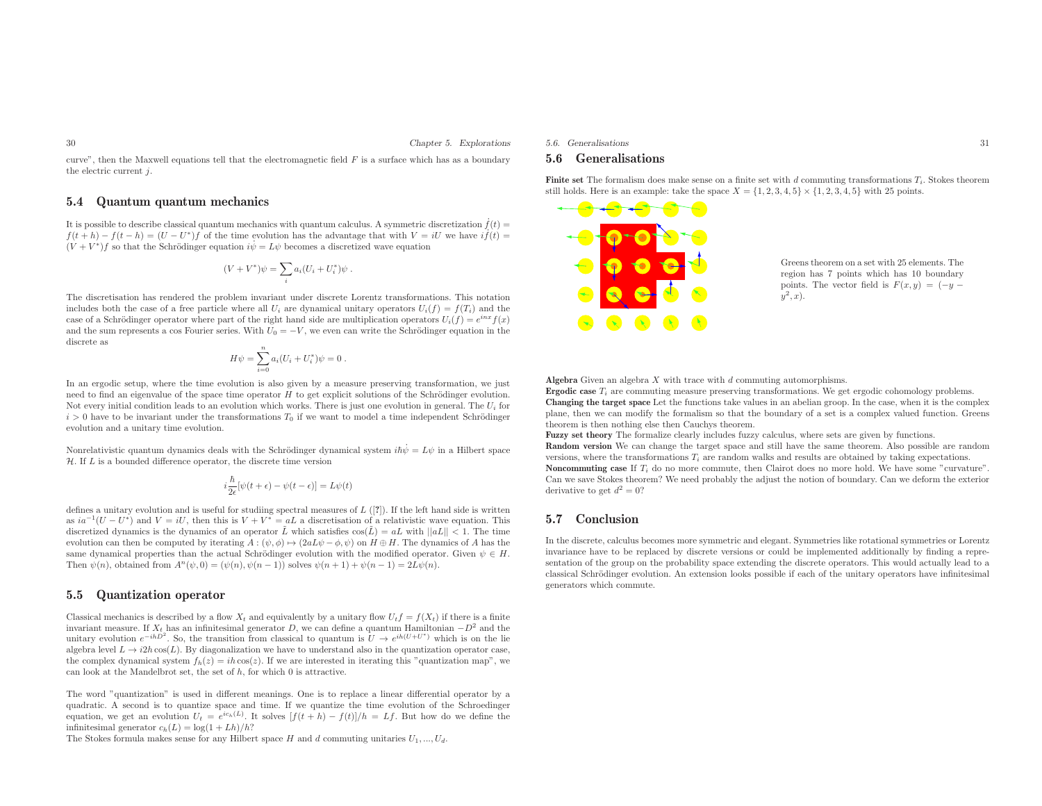curve", then the Maxwell equations tell that the electromagnetic field $F$ is a surface which has as a boundary the electric current $j$.

## 5.4 Quantum quantum mechanics

It is possible to describe classical quantum mechanics with quantum calculus. A symmetric discretization $\dot{f}(t) = f(t+h) - f(t-h) = (U - U^*)f$ of the time evolution has the advantage that with $V = iU$ we have $i\dot{f}(t) = (V + V^*)f$ so that the Schrödinger equation $i\dot{\psi} = L\psi$ becomes a discretized wave equation

$$(V + V^*)\psi = \sum_i a_i(U_i + U_i^*)\psi \; .$$

The discretisation has rendered the problem invariant under discrete Lorentz transformations. This notation includes both the case of a free particle where all $U_i$ are dynamical unitary operators $U_i(f) = f(T_i)$ and the case of a Schrödinger operator where part of the right hand side are multiplication operators $U_i(f) = e^{inx}f(x)$ and the sum represents a cos Fourier series. With $U_0 = -V$, we even can write the Schrödinger equation in the discrete as

$$H\psi = \sum_{i=0}^{n} a_i(U_i + U_i^*)\psi = 0 \; .$$

In an ergodic setup, where the time evolution is also given by a measure preserving transformation, we just need to find an eigenvalue of the space time operator $H$ to get explicit solutions of the Schrödinger evolution. Not every initial condition leads to an evolution which works. There is just one evolution in general. The $U_i$ for $i > 0$ have to be invariant under the transformations $T_0$ if we want to model a time independent Schrödinger evolution and a unitary time evolution.

Nonrelativistic quantum dynamics deals with the Schrödinger dynamical system $i\hbar\dot{\psi} = L\psi$ in a Hilbert space $\mathcal{H}$. If $L$ is a bounded difference operator, the discrete time version

$$i\frac{\hbar}{2\epsilon}[\psi(t+\epsilon) - \psi(t-\epsilon)] = L\psi(t)$$

defines a unitary evolution and is useful for studiing spectral measures of $L$ ([?]). If the left hand side is written as $ia^{-1}(U - U^*)$ and $V = iU$, then this is $V + V^* = aL$ a discretisation of a relativistic wave equation. This discretized dynamics is the dynamics of an operator $\tilde{L}$ which satisfies $\cos(\tilde{L}) = aL$ with $||aL|| < 1$. The time evolution can then be computed by iterating $A : (\psi, \phi) \mapsto (2aL\psi - \phi, \psi)$ on $H \oplus H$. The dynamics of $A$ has the same dynamical properties than the actual Schrödinger evolution with the modified operator. Given $\psi \in H$. Then $\psi(n)$, obtained from $A^n(\psi, 0) = (\psi(n), \psi(n-1))$ solves $\psi(n+1) + \psi(n-1) = 2L\psi(n)$.

## 5.5 Quantization operator

Classical mechanics is described by a flow $X_t$ and equivalently by a unitary flow $U_t f = f(X_t)$ if there is a finite invariant measure. If $X_t$ has an infinitesimal generator $D$, we can define a quantum Hamiltonian $-D^2$ and the unitary evolution $e^{-ihD^2}$. So, the transition from classical to quantum is $U \to e^{ih(U+U^*)}$ which is on the lie algebra level $L \to i2h\cos(L)$. By diagonalization we have to understand also in the quantization operator case, the complex dynamical system $f_h(z) = ih\cos(z)$. If we are interested in iterating this "quantization map", we can look at the Mandelbrot set, the set of $h$, for which 0 is attractive.

The word "quantization" is used in different meanings. One is to replace a linear differential operator by a quadratic. A second is to quantize space and time. If we quantize the time evolution of the Schroedinger equation, we get an evolution $U_t = e^{ic_h(L)}$. It solves $[f(t+h) - f(t)]/h = Lf$. But how do we define the infinitesimal generator $c_h(L) = \log(1 + Lh)/h$?
The Stokes formula makes sense for any Hilbert space $H$ and $d$ commuting unitaries $U_1, ..., U_d$.

## 5.6 Generalisations

**Finite set** The formalism does make sense on a finite set with $d$ commuting transformations $T_i$. Stokes theorem still holds. Here is an example: take the space $X = \{1, 2, 3, 4, 5\} \times \{1, 2, 3, 4, 5\}$ with 25 points.

Greens theorem on a set with 25 elements. The region has 7 points which has 10 boundary points. The vector field is $F(x, y) = (-y - y^2, x)$.

**Algebra** Given an algebra $X$ with trace with $d$ commuting automorphisms.
**Ergodic case** $T_i$ are commuting measure preserving transformations. We get ergodic cohomology problems.
**Changing the target space** Let the functions take values in an abelian groop. In the case, when it is the complex plane, then we can modify the formalism so that the boundary of a set is a complex valued function. Greens theorem is then nothing else then Cauchys theorem.
**Fuzzy set theory** The formalize clearly includes fuzzy calculus, where sets are given by functions.
**Random version** We can change the target space and still have the same theorem. Also possible are random versions, where the transformations $T_i$ are random walks and results are obtained by taking expectations.
**Noncommuting case** If $T_i$ do no more commute, then Clairot does no more hold. We have some "curvature". Can we save Stokes theorem? We need probably the adjust the notion of boundary. Can we deform the exterior derivative to get $d^2 = 0$?

## 5.7 Conclusion

In the discrete, calculus becomes more symmetric and elegant. Symmetries like rotational symmetries or Lorentz invariance have to be replaced by discrete versions or could be implemented additionally by finding a representation of the group on the probability space extending the discrete operators. This would actually lead to a classical Schrödinger evolution. An extension looks possible if each of the unitary operators have infinitesimal generators which commute.